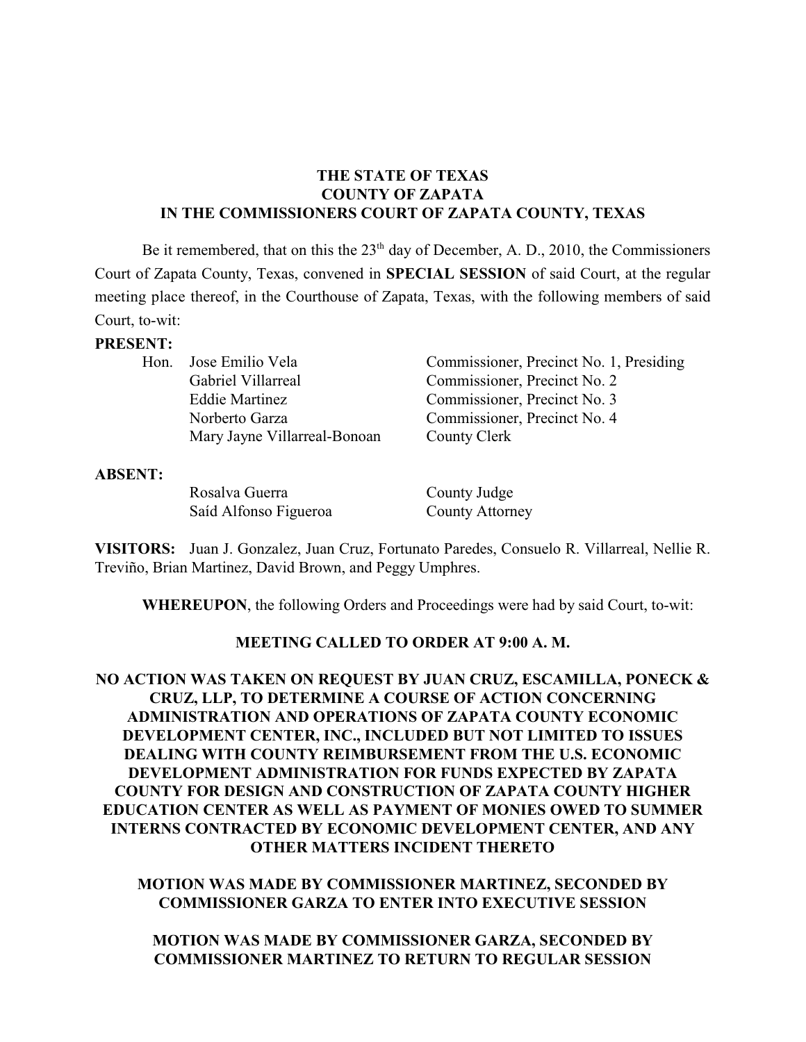**THE STATE OF TEXAS**
**COUNTY OF ZAPATA**
**IN THE COMMISSIONERS COURT OF ZAPATA COUNTY, TEXAS**

Be it remembered, that on this the 23th day of December, A. D., 2010, the Commissioners Court of Zapata County, Texas, convened in **SPECIAL SESSION** of said Court, at the regular meeting place thereof, in the Courthouse of Zapata, Texas, with the following members of said Court, to-wit:

**PRESENT:**

| | | |
|---|---|---|
| Hon. | Jose Emilio Vela | Commissioner, Precinct No. 1, Presiding |
| | Gabriel Villarreal | Commissioner, Precinct No. 2 |
| | Eddie Martinez | Commissioner, Precinct No. 3 |
| | Norberto Garza | Commissioner, Precinct No. 4 |
| | Mary Jayne Villarreal-Bonoan | County Clerk |

**ABSENT:**

| | |
|---|---|
| Rosalva Guerra | County Judge |
| Saíd Alfonso Figueroa | County Attorney |

**VISITORS:** Juan J. Gonzalez, Juan Cruz, Fortunato Paredes, Consuelo R. Villarreal, Nellie R. Treviño, Brian Martinez, David Brown, and Peggy Umphres.

**WHEREUPON**, the following Orders and Proceedings were had by said Court, to-wit:

**MEETING CALLED TO ORDER AT 9:00 A. M.**

**NO ACTION WAS TAKEN ON REQUEST BY JUAN CRUZ, ESCAMILLA, PONECK & CRUZ, LLP, TO DETERMINE A COURSE OF ACTION CONCERNING ADMINISTRATION AND OPERATIONS OF ZAPATA COUNTY ECONOMIC DEVELOPMENT CENTER, INC., INCLUDED BUT NOT LIMITED TO ISSUES DEALING WITH COUNTY REIMBURSEMENT FROM THE U.S. ECONOMIC DEVELOPMENT ADMINISTRATION FOR FUNDS EXPECTED BY ZAPATA COUNTY FOR DESIGN AND CONSTRUCTION OF ZAPATA COUNTY HIGHER EDUCATION CENTER AS WELL AS PAYMENT OF MONIES OWED TO SUMMER INTERNS CONTRACTED BY ECONOMIC DEVELOPMENT CENTER, AND ANY OTHER MATTERS INCIDENT THERETO**

**MOTION WAS MADE BY COMMISSIONER MARTINEZ, SECONDED BY COMMISSIONER GARZA TO ENTER INTO EXECUTIVE SESSION**

**MOTION WAS MADE BY COMMISSIONER GARZA, SECONDED BY COMMISSIONER MARTINEZ TO RETURN TO REGULAR SESSION**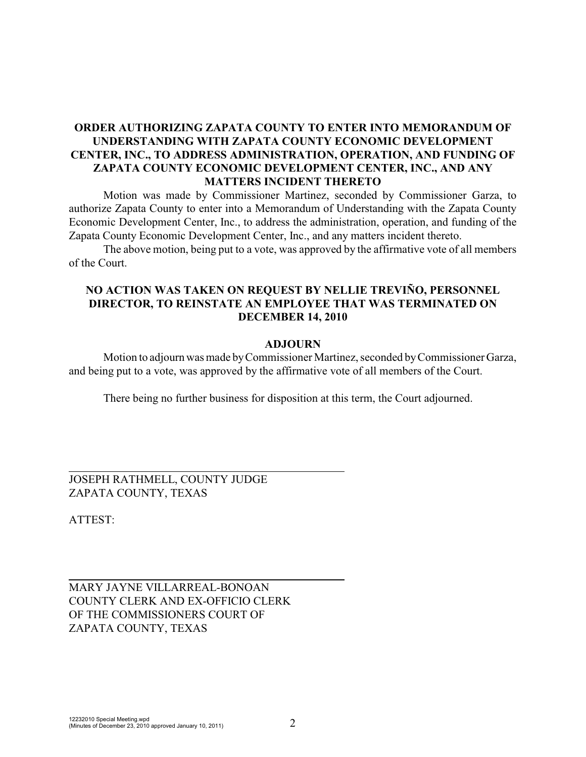**ORDER AUTHORIZING ZAPATA COUNTY TO ENTER INTO MEMORANDUM OF UNDERSTANDING WITH ZAPATA COUNTY ECONOMIC DEVELOPMENT CENTER, INC., TO ADDRESS ADMINISTRATION, OPERATION, AND FUNDING OF ZAPATA COUNTY ECONOMIC DEVELOPMENT CENTER, INC., AND ANY MATTERS INCIDENT THERETO**

Motion was made by Commissioner Martinez, seconded by Commissioner Garza, to authorize Zapata County to enter into a Memorandum of Understanding with the Zapata County Economic Development Center, Inc., to address the administration, operation, and funding of the Zapata County Economic Development Center, Inc., and any matters incident thereto.

The above motion, being put to a vote, was approved by the affirmative vote of all members of the Court.

**NO ACTION WAS TAKEN ON REQUEST BY NELLIE TREVIÑO, PERSONNEL DIRECTOR, TO REINSTATE AN EMPLOYEE THAT WAS TERMINATED ON DECEMBER 14, 2010**

**ADJOURN**

Motion to adjourn was made by Commissioner Martinez, seconded by Commissioner Garza, and being put to a vote, was approved by the affirmative vote of all members of the Court.

There being no further business for disposition at this term, the Court adjourned.

JOSEPH RATHMELL, COUNTY JUDGE
ZAPATA COUNTY, TEXAS

ATTEST:

MARY JAYNE VILLARREAL-BONOAN
COUNTY CLERK AND EX-OFFICIO CLERK
OF THE COMMISSIONERS COURT OF
ZAPATA COUNTY, TEXAS

12232010 Special Meeting.wpd
(Minutes of December 23, 2010 approved January 10, 2011)